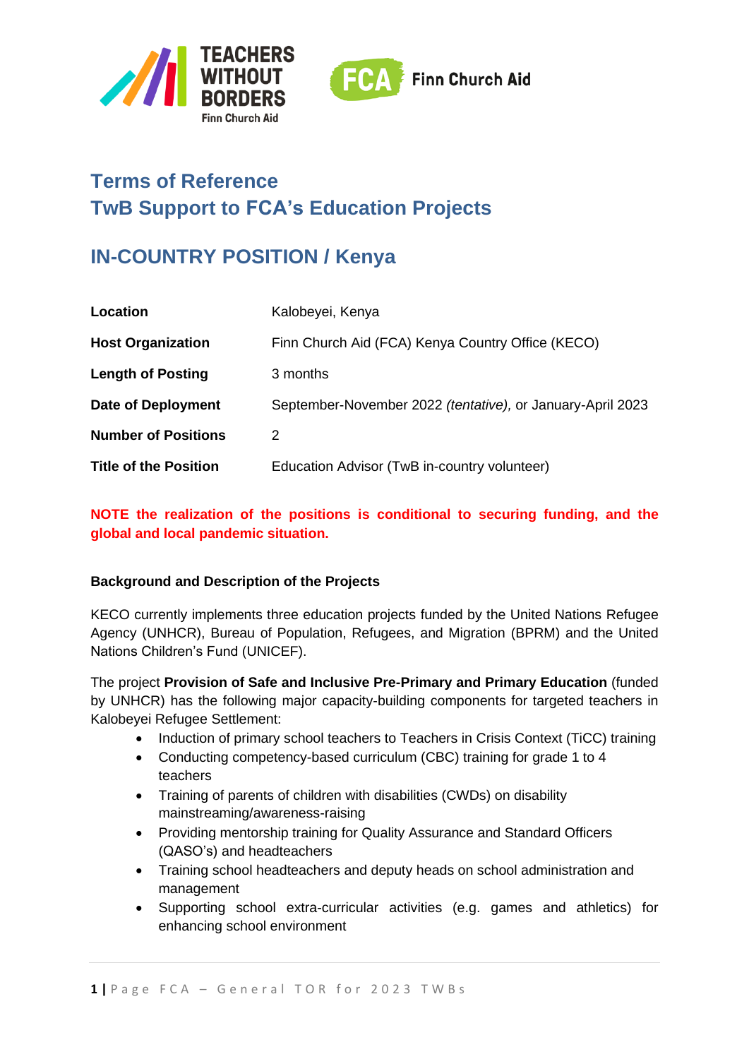# Terms of Reference
# TwB Support to FCA's Education Projects

## IN-COUNTRY POSITION / Kenya

| | |
|---|---|
| **Location** | Kalobeyei, Kenya |
| **Host Organization** | Finn Church Aid (FCA) Kenya Country Office (KECO) |
| **Length of Posting** | 3 months |
| **Date of Deployment** | September-November 2022 *(tentative)*, or January-April 2023 |
| **Number of Positions** | 2 |
| **Title of the Position** | Education Advisor (TwB in-country volunteer) |

**NOTE the realization of the positions is conditional to securing funding, and the global and local pandemic situation.**

**Background and Description of the Projects**

KECO currently implements three education projects funded by the United Nations Refugee Agency (UNHCR), Bureau of Population, Refugees, and Migration (BPRM) and the United Nations Children's Fund (UNICEF).

The project **Provision of Safe and Inclusive Pre-Primary and Primary Education** (funded by UNHCR) has the following major capacity-building components for targeted teachers in Kalobeyei Refugee Settlement:

- Induction of primary school teachers to Teachers in Crisis Context (TiCC) training
- Conducting competency-based curriculum (CBC) training for grade 1 to 4 teachers
- Training of parents of children with disabilities (CWDs) on disability mainstreaming/awareness-raising
- Providing mentorship training for Quality Assurance and Standard Officers (QASO's) and headteachers
- Training school headteachers and deputy heads on school administration and management
- Supporting school extra-curricular activities (e.g. games and athletics) for enhancing school environment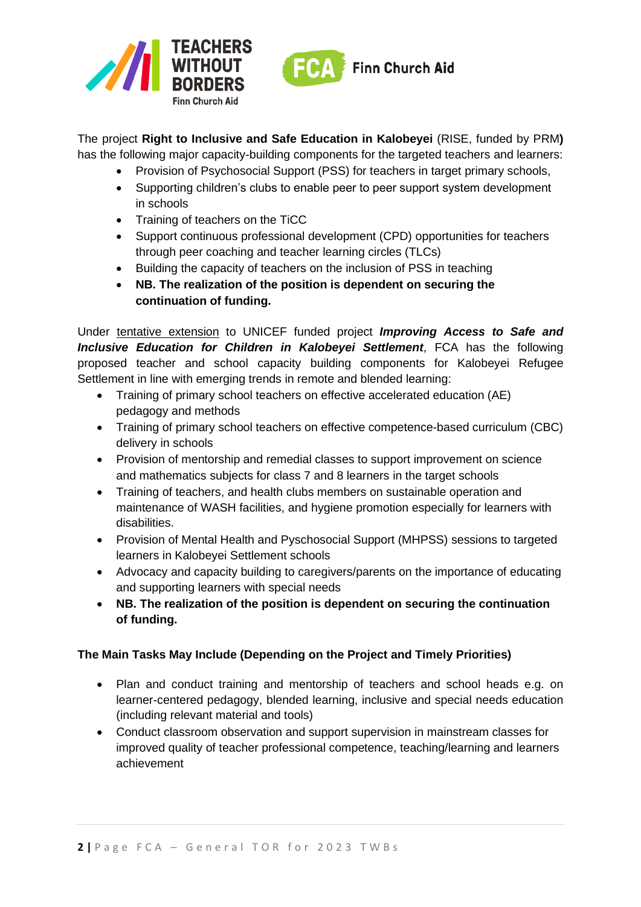The project **Right to Inclusive and Safe Education in Kalobeyei** (RISE, funded by PRM**)** has the following major capacity-building components for the targeted teachers and learners:

- Provision of Psychosocial Support (PSS) for teachers in target primary schools,
- Supporting children's clubs to enable peer to peer support system development in schools
- Training of teachers on the TiCC
- Support continuous professional development (CPD) opportunities for teachers through peer coaching and teacher learning circles (TLCs)
- Building the capacity of teachers on the inclusion of PSS in teaching
- **NB. The realization of the position is dependent on securing the continuation of funding.**

Under <u>tentative extension</u> to UNICEF funded project ***Improving Access to Safe and Inclusive Education for Children in Kalobeyei Settlement***, FCA has the following proposed teacher and school capacity building components for Kalobeyei Refugee Settlement in line with emerging trends in remote and blended learning:

- Training of primary school teachers on effective accelerated education (AE) pedagogy and methods
- Training of primary school teachers on effective competence-based curriculum (CBC) delivery in schools
- Provision of mentorship and remedial classes to support improvement on science and mathematics subjects for class 7 and 8 learners in the target schools
- Training of teachers, and health clubs members on sustainable operation and maintenance of WASH facilities, and hygiene promotion especially for learners with disabilities.
- Provision of Mental Health and Pyschosocial Support (MHPSS) sessions to targeted learners in Kalobeyei Settlement schools
- Advocacy and capacity building to caregivers/parents on the importance of educating and supporting learners with special needs
- **NB. The realization of the position is dependent on securing the continuation of funding.**

**The Main Tasks May Include (Depending on the Project and Timely Priorities)**

- Plan and conduct training and mentorship of teachers and school heads e.g. on learner-centered pedagogy, blended learning, inclusive and special needs education (including relevant material and tools)
- Conduct classroom observation and support supervision in mainstream classes for improved quality of teacher professional competence, teaching/learning and learners achievement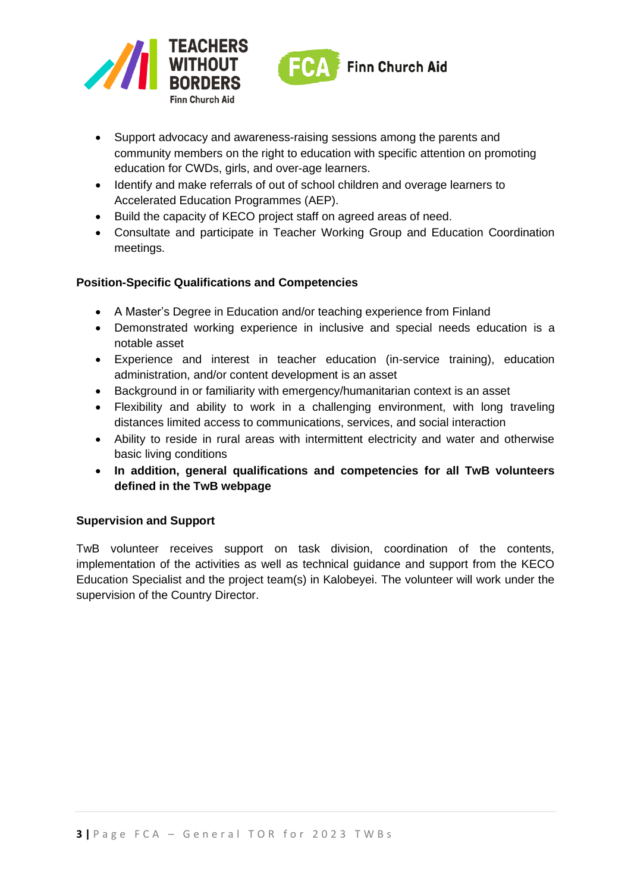- Support advocacy and awareness-raising sessions among the parents and community members on the right to education with specific attention on promoting education for CWDs, girls, and over-age learners.
- Identify and make referrals of out of school children and overage learners to Accelerated Education Programmes (AEP).
- Build the capacity of KECO project staff on agreed areas of need.
- Consultate and participate in Teacher Working Group and Education Coordination meetings.

**Position-Specific Qualifications and Competencies**

- A Master's Degree in Education and/or teaching experience from Finland
- Demonstrated working experience in inclusive and special needs education is a notable asset
- Experience and interest in teacher education (in-service training), education administration, and/or content development is an asset
- Background in or familiarity with emergency/humanitarian context is an asset
- Flexibility and ability to work in a challenging environment, with long traveling distances limited access to communications, services, and social interaction
- Ability to reside in rural areas with intermittent electricity and water and otherwise basic living conditions
- **In addition, general qualifications and competencies for all TwB volunteers defined in the TwB webpage**

**Supervision and Support**

TwB volunteer receives support on task division, coordination of the contents, implementation of the activities as well as technical guidance and support from the KECO Education Specialist and the project team(s) in Kalobeyei. The volunteer will work under the supervision of the Country Director.